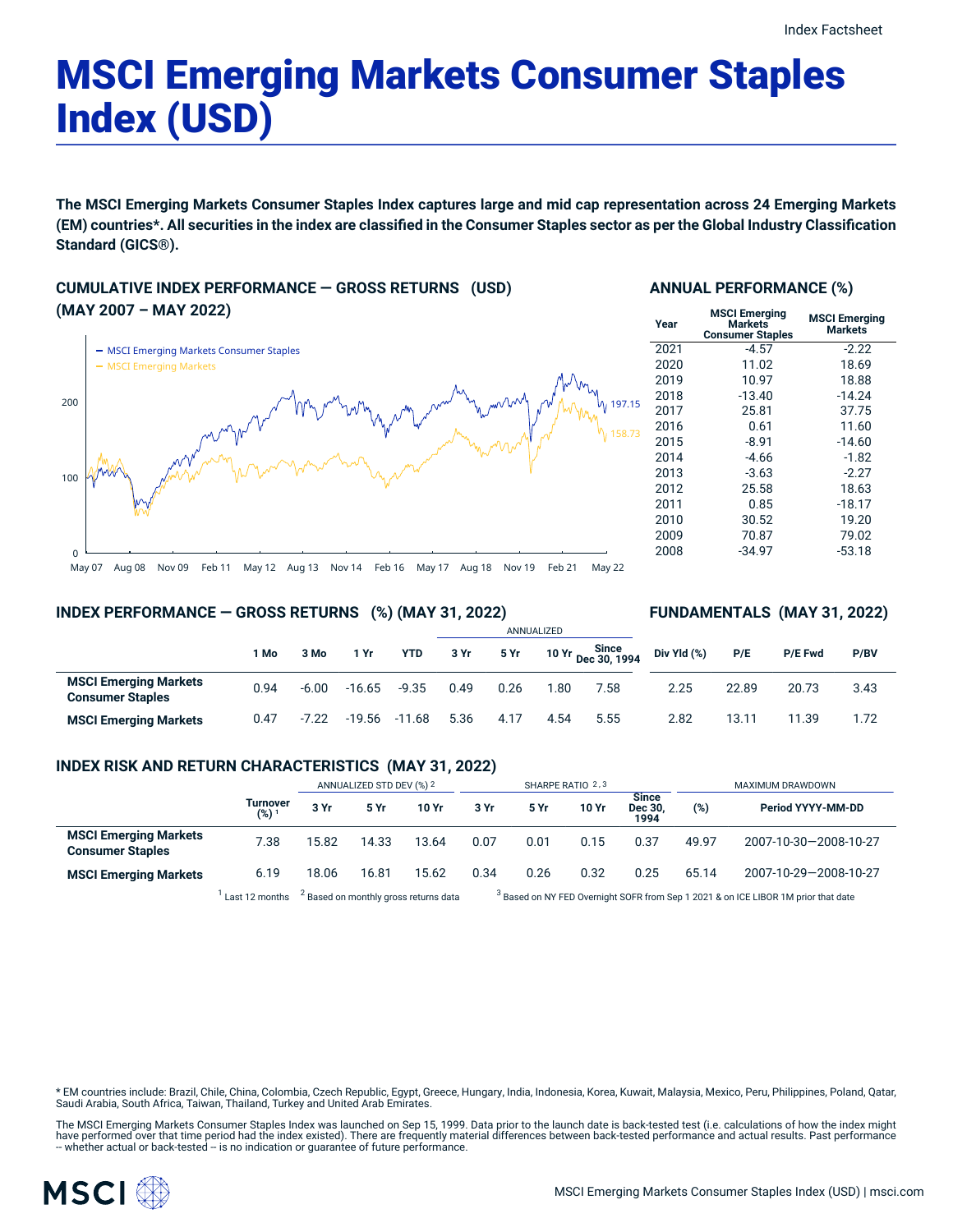Index Factsheet

# MSCI Emerging Markets Consumer Staples Index (USD)

**The MSCI Emerging Markets Consumer Staples Index captures large and mid cap representation across 24 Emerging Markets (EM) countries*. All securities in the index are classified in the Consumer Staples sector as per the Global Industry Classification Standard (GICS®).**

## CUMULATIVE INDEX PERFORMANCE — GROSS RETURNS (USD) (MAY 2007 – MAY 2022)

MSCI Emerging Markets Consumer Staples
MSCI Emerging Markets

0
100
200

197.15
158.73

May 07, Aug 08, Nov 09, Feb 11, May 12, Aug 13, Nov 14, Feb 16, May 17, Aug 18, Nov 19, Feb 21, May 22

## ANNUAL PERFORMANCE (%)

| Year | MSCI Emerging Markets Consumer Staples | MSCI Emerging Markets |
|---|---|---|
| 2021 | -4.57 | -2.22 |
| 2020 | 11.02 | 18.69 |
| 2019 | 10.97 | 18.88 |
| 2018 | -13.40 | -14.24 |
| 2017 | 25.81 | 37.75 |
| 2016 | 0.61 | 11.60 |
| 2015 | -8.91 | -14.60 |
| 2014 | -4.66 | -1.82 |
| 2013 | -3.63 | -2.27 |
| 2012 | 25.58 | 18.63 |
| 2011 | 0.85 | -18.17 |
| 2010 | 30.52 | 19.20 |
| 2009 | 70.87 | 79.02 |
| 2008 | -34.97 | -53.18 |

## INDEX PERFORMANCE — GROSS RETURNS (%) (MAY 31, 2022) / FUNDAMENTALS (MAY 31, 2022)

| | | | | | ANNUALIZED | | | | | | | |
|---|---|---|---|---|---|---|---|---|---|---|---|---|
| | 1 Mo | 3 Mo | 1 Yr | YTD | 3 Yr | 5 Yr | 10 Yr | Since Dec 30, 1994 | Div Yld (%) | P/E | P/E Fwd | P/BV |
| **MSCI Emerging Markets Consumer Staples** | 0.94 | -6.00 | -16.65 | -9.35 | 0.49 | 0.26 | 1.80 | 7.58 | 2.25 | 22.89 | 20.73 | 3.43 |
| **MSCI Emerging Markets** | 0.47 | -7.22 | -19.56 | -11.68 | 5.36 | 4.17 | 4.54 | 5.55 | 2.82 | 13.11 | 11.39 | 1.72 |

## INDEX RISK AND RETURN CHARACTERISTICS (MAY 31, 2022)

| | | ANNUALIZED STD DEV (%) [2] | | | SHARPE RATIO [2,3] | | | | MAXIMUM DRAWDOWN | |
|---|---|---|---|---|---|---|---|---|---|---|
| | Turnover (%) [1] | 3 Yr | 5 Yr | 10 Yr | 3 Yr | 5 Yr | 10 Yr | Since Dec 30, 1994 | (%) | Period YYYY-MM-DD |
| **MSCI Emerging Markets Consumer Staples** | 7.38 | 15.82 | 14.33 | 13.64 | 0.07 | 0.01 | 0.15 | 0.37 | 49.97 | 2007-10-30—2008-10-27 |
| **MSCI Emerging Markets** | 6.19 | 18.06 | 16.81 | 15.62 | 0.34 | 0.26 | 0.32 | 0.25 | 65.14 | 2007-10-29—2008-10-27 |

[1] Last 12 months [2] Based on monthly gross returns data [3] Based on NY FED Overnight SOFR from Sep 1 2021 & on ICE LIBOR 1M prior that date

* EM countries include: Brazil, Chile, China, Colombia, Czech Republic, Egypt, Greece, Hungary, India, Indonesia, Korea, Kuwait, Malaysia, Mexico, Peru, Philippines, Poland, Qatar, Saudi Arabia, South Africa, Taiwan, Thailand, Turkey and United Arab Emirates.

The MSCI Emerging Markets Consumer Staples Index was launched on Sep 15, 1999. Data prior to the launch date is back-tested test (i.e. calculations of how the index might have performed over that time period had the index existed). There are frequently material differences between back-tested performance and actual results. Past performance -- whether actual or back-tested -- is no indication or guarantee of future performance.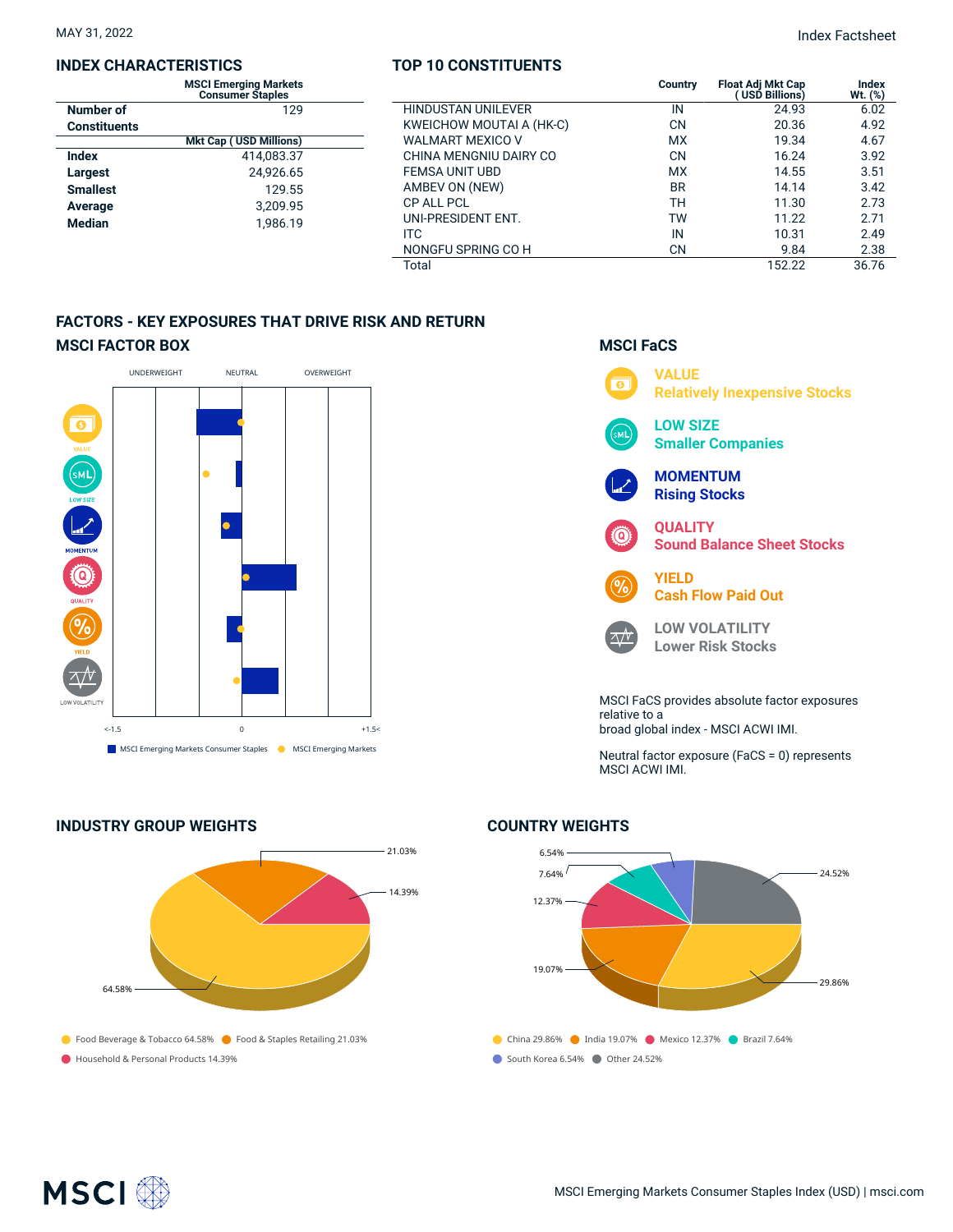MAY 31, 2022

Index Factsheet

## INDEX CHARACTERISTICS

| | MSCI Emerging Markets Consumer Staples |
|---|---|
| **Number of Constituents** | 129 |
| | **Mkt Cap ( USD Millions)** |
| **Index** | 414,083.37 |
| **Largest** | 24,926.65 |
| **Smallest** | 129.55 |
| **Average** | 3,209.95 |
| **Median** | 1,986.19 |

## TOP 10 CONSTITUENTS

| | Country | Float Adj Mkt Cap ( USD Billions) | Index Wt. (%) |
|---|---|---|---|
| HINDUSTAN UNILEVER | IN | 24.93 | 6.02 |
| KWEICHOW MOUTAI A (HK-C) | CN | 20.36 | 4.92 |
| WALMART MEXICO V | MX | 19.34 | 4.67 |
| CHINA MENGNIU DAIRY CO | CN | 16.24 | 3.92 |
| FEMSA UNIT UBD | MX | 14.55 | 3.51 |
| AMBEV ON (NEW) | BR | 14.14 | 3.42 |
| CP ALL PCL | TH | 11.30 | 2.73 |
| UNI-PRESIDENT ENT. | TW | 11.22 | 2.71 |
| ITC | IN | 10.31 | 2.49 |
| NONGFU SPRING CO H | CN | 9.84 | 2.38 |
| Total | | 152.22 | 36.76 |

## FACTORS - KEY EXPOSURES THAT DRIVE RISK AND RETURN

### MSCI FACTOR BOX

UNDERWEIGHT NEUTRAL OVERWEIGHT

VALUE
LOW SIZE
MOMENTUM
QUALITY
YIELD
LOW VOLATILITY

<-1.5 0 +1.5<

MSCI Emerging Markets Consumer Staples   MSCI Emerging Markets

### MSCI FaCS

**VALUE**
Relatively Inexpensive Stocks

**LOW SIZE**
Smaller Companies

**MOMENTUM**
Rising Stocks

**QUALITY**
Sound Balance Sheet Stocks

**YIELD**
Cash Flow Paid Out

**LOW VOLATILITY**
Lower Risk Stocks

MSCI FaCS provides absolute factor exposures relative to a broad global index - MSCI ACWI IMI.

Neutral factor exposure (FaCS = 0) represents MSCI ACWI IMI.

## INDUSTRY GROUP WEIGHTS

21.03%
14.39%
64.58%

Food Beverage & Tobacco 64.58%
Food & Staples Retailing 21.03%
Household & Personal Products 14.39%

## COUNTRY WEIGHTS

6.54%
7.64%
12.37%
19.07%
24.52%
29.86%

China 29.86%
India 19.07%
Mexico 12.37%
Brazil 7.64%
South Korea 6.54%
Other 24.52%

MSCI Emerging Markets Consumer Staples Index (USD) | msci.com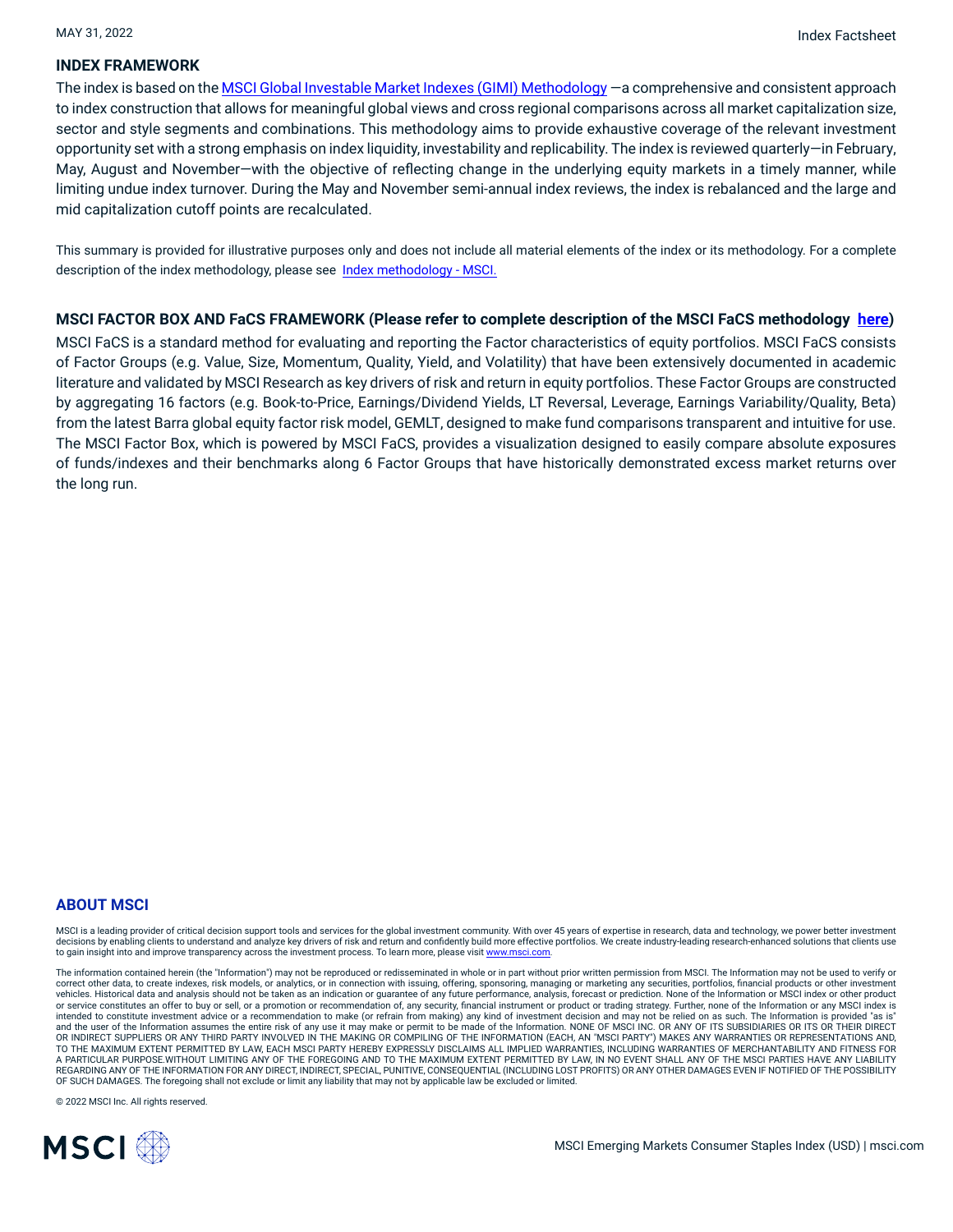## INDEX FRAMEWORK

The index is based on the MSCI Global Investable Market Indexes (GIMI) Methodology —a comprehensive and consistent approach to index construction that allows for meaningful global views and cross regional comparisons across all market capitalization size, sector and style segments and combinations. This methodology aims to provide exhaustive coverage of the relevant investment opportunity set with a strong emphasis on index liquidity, investability and replicability. The index is reviewed quarterly—in February, May, August and November—with the objective of reflecting change in the underlying equity markets in a timely manner, while limiting undue index turnover. During the May and November semi-annual index reviews, the index is rebalanced and the large and mid capitalization cutoff points are recalculated.

This summary is provided for illustrative purposes only and does not include all material elements of the index or its methodology. For a complete description of the index methodology, please see Index methodology - MSCI.

## MSCI FACTOR BOX AND FaCS FRAMEWORK (Please refer to complete description of the MSCI FaCS methodology here)

MSCI FaCS is a standard method for evaluating and reporting the Factor characteristics of equity portfolios. MSCI FaCS consists of Factor Groups (e.g. Value, Size, Momentum, Quality, Yield, and Volatility) that have been extensively documented in academic literature and validated by MSCI Research as key drivers of risk and return in equity portfolios. These Factor Groups are constructed by aggregating 16 factors (e.g. Book-to-Price, Earnings/Dividend Yields, LT Reversal, Leverage, Earnings Variability/Quality, Beta) from the latest Barra global equity factor risk model, GEMLT, designed to make fund comparisons transparent and intuitive for use. The MSCI Factor Box, which is powered by MSCI FaCS, provides a visualization designed to easily compare absolute exposures of funds/indexes and their benchmarks along 6 Factor Groups that have historically demonstrated excess market returns over the long run.

## ABOUT MSCI

MSCI is a leading provider of critical decision support tools and services for the global investment community. With over 45 years of expertise in research, data and technology, we power better investment decisions by enabling clients to understand and analyze key drivers of risk and return and confidently build more effective portfolios. We create industry-leading research-enhanced solutions that clients use to gain insight into and improve transparency across the investment process. To learn more, please visit www.msci.com.

The information contained herein (the "Information") may not be reproduced or redisseminated in whole or in part without prior written permission from MSCI. The Information may not be used to verify or correct other data, to create indexes, risk models, or analytics, or in connection with issuing, offering, sponsoring, managing or marketing any securities, portfolios, financial products or other investment vehicles. Historical data and analysis should not be taken as an indication or guarantee of any future performance, analysis, forecast or prediction. None of the Information or MSCI index or other product or service constitutes an offer to buy or sell, or a promotion or recommendation of, any security, financial instrument or product or trading strategy. Further, none of the Information or any MSCI index is intended to constitute investment advice or a recommendation to make (or refrain from making) any kind of investment decision and may not be relied on as such. The Information is provided "as is" and the user of the Information assumes the entire risk of any use it may make or permit to be made of the Information. NONE OF MSCI INC. OR ANY OF ITS SUBSIDIARIES OR ITS OR THEIR DIRECT OR INDIRECT SUPPLIERS OR ANY THIRD PARTY INVOLVED IN THE MAKING OR COMPILING OF THE INFORMATION (EACH, AN "MSCI PARTY") MAKES ANY WARRANTIES OR REPRESENTATIONS AND, TO THE MAXIMUM EXTENT PERMITTED BY LAW, EACH MSCI PARTY HEREBY EXPRESSLY DISCLAIMS ALL IMPLIED WARRANTIES, INCLUDING WARRANTIES OF MERCHANTABILITY AND FITNESS FOR A PARTICULAR PURPOSE.WITHOUT LIMITING ANY OF THE FOREGOING AND TO THE MAXIMUM EXTENT PERMITTED BY LAW, IN NO EVENT SHALL ANY OF THE MSCI PARTIES HAVE ANY LIABILITY REGARDING ANY OF THE INFORMATION FOR ANY DIRECT, INDIRECT, SPECIAL, PUNITIVE, CONSEQUENTIAL (INCLUDING LOST PROFITS) OR ANY OTHER DAMAGES EVEN IF NOTIFIED OF THE POSSIBILITY OF SUCH DAMAGES. The foregoing shall not exclude or limit any liability that may not by applicable law be excluded or limited.

© 2022 MSCI Inc. All rights reserved.